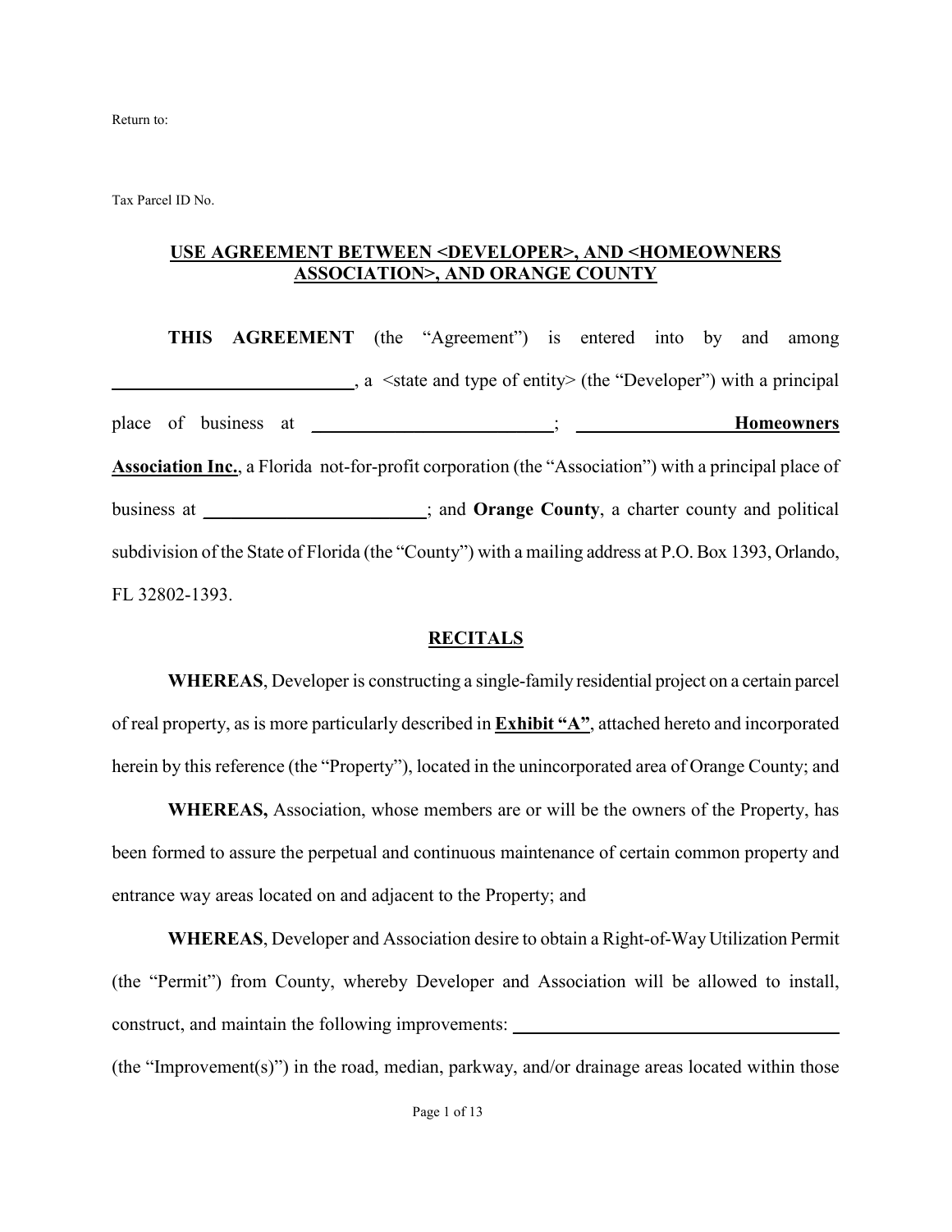Return to:

Tax Parcel ID No.

**USE AGREEMENT BETWEEN <DEVELOPER>, AND <HOMEOWNERS ASSOCIATION>, AND ORANGE COUNTY**

**THIS AGREEMENT** (the "Agreement") is entered into by and among ___________________________, a <state and type of entity> (the "Developer") with a principal place of business at ___________________________; ________________ **Homeowners Association Inc.**, a Florida not-for-profit corporation (the "Association") with a principal place of business at ________________________; and **Orange County**, a charter county and political subdivision of the State of Florida (the "County") with a mailing address at P.O. Box 1393, Orlando, FL 32802-1393.

**RECITALS**

**WHEREAS**, Developer is constructing a single-family residential project on a certain parcel of real property, as is more particularly described in **Exhibit "A"**, attached hereto and incorporated herein by this reference (the "Property"), located in the unincorporated area of Orange County; and

**WHEREAS,** Association, whose members are or will be the owners of the Property, has been formed to assure the perpetual and continuous maintenance of certain common property and entrance way areas located on and adjacent to the Property; and

**WHEREAS**, Developer and Association desire to obtain a Right-of-Way Utilization Permit (the "Permit") from County, whereby Developer and Association will be allowed to install, construct, and maintain the following improvements: ______________________________________ (the "Improvement(s)") in the road, median, parkway, and/or drainage areas located within those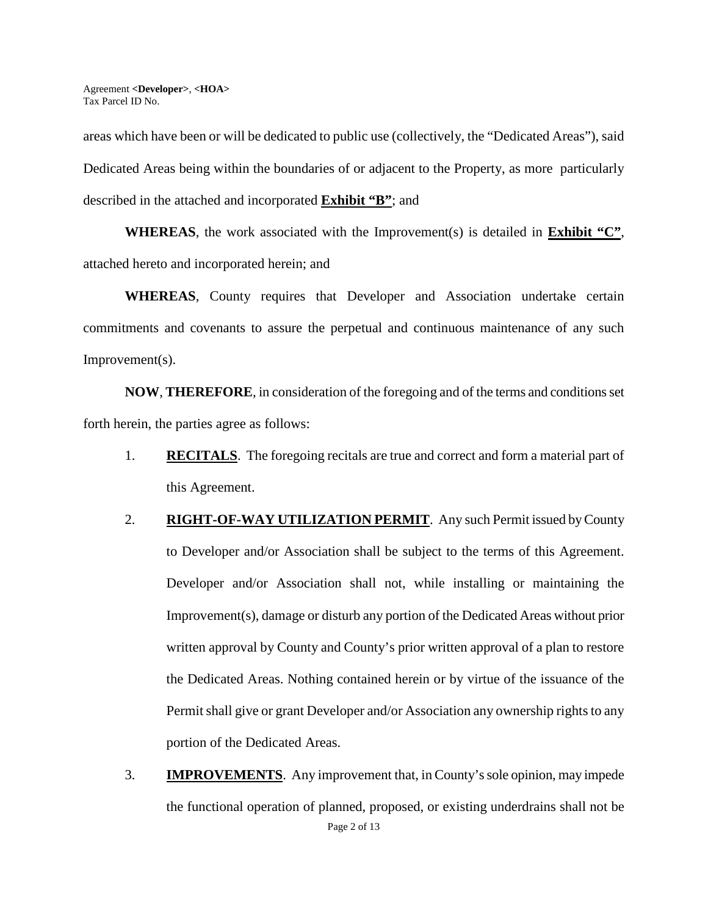areas which have been or will be dedicated to public use (collectively, the "Dedicated Areas"), said Dedicated Areas being within the boundaries of or adjacent to the Property, as more particularly described in the attached and incorporated **Exhibit "B"**; and

**WHEREAS**, the work associated with the Improvement(s) is detailed in **Exhibit "C"**, attached hereto and incorporated herein; and

**WHEREAS**, County requires that Developer and Association undertake certain commitments and covenants to assure the perpetual and continuous maintenance of any such Improvement(s).

**NOW**, **THEREFORE**, in consideration of the foregoing and of the terms and conditions set forth herein, the parties agree as follows:

1. **RECITALS**. The foregoing recitals are true and correct and form a material part of this Agreement.

2. **RIGHT-OF-WAY UTILIZATION PERMIT**. Any such Permit issued by County to Developer and/or Association shall be subject to the terms of this Agreement. Developer and/or Association shall not, while installing or maintaining the Improvement(s), damage or disturb any portion of the Dedicated Areas without prior written approval by County and County's prior written approval of a plan to restore the Dedicated Areas. Nothing contained herein or by virtue of the issuance of the Permit shall give or grant Developer and/or Association any ownership rights to any portion of the Dedicated Areas.

3. **IMPROVEMENTS**. Any improvement that, in County's sole opinion, may impede the functional operation of planned, proposed, or existing underdrains shall not be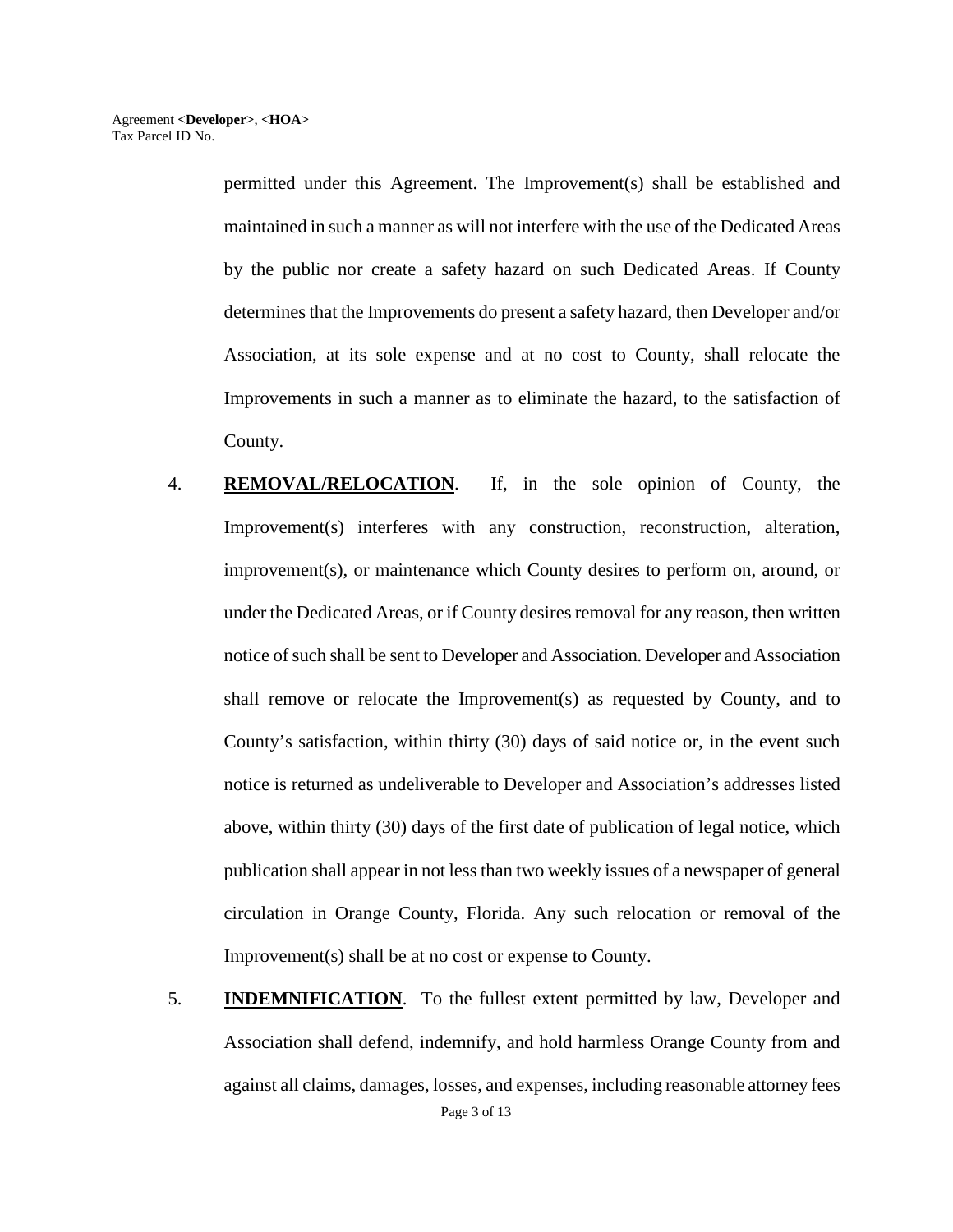permitted under this Agreement. The Improvement(s) shall be established and maintained in such a manner as will not interfere with the use of the Dedicated Areas by the public nor create a safety hazard on such Dedicated Areas. If County determines that the Improvements do present a safety hazard, then Developer and/or Association, at its sole expense and at no cost to County, shall relocate the Improvements in such a manner as to eliminate the hazard, to the satisfaction of County.

4. **REMOVAL/RELOCATION**. If, in the sole opinion of County, the Improvement(s) interferes with any construction, reconstruction, alteration, improvement(s), or maintenance which County desires to perform on, around, or under the Dedicated Areas, or if County desires removal for any reason, then written notice of such shall be sent to Developer and Association. Developer and Association shall remove or relocate the Improvement(s) as requested by County, and to County's satisfaction, within thirty (30) days of said notice or, in the event such notice is returned as undeliverable to Developer and Association's addresses listed above, within thirty (30) days of the first date of publication of legal notice, which publication shall appear in not less than two weekly issues of a newspaper of general circulation in Orange County, Florida. Any such relocation or removal of the Improvement(s) shall be at no cost or expense to County.

5. **INDEMNIFICATION**. To the fullest extent permitted by law, Developer and Association shall defend, indemnify, and hold harmless Orange County from and against all claims, damages, losses, and expenses, including reasonable attorney fees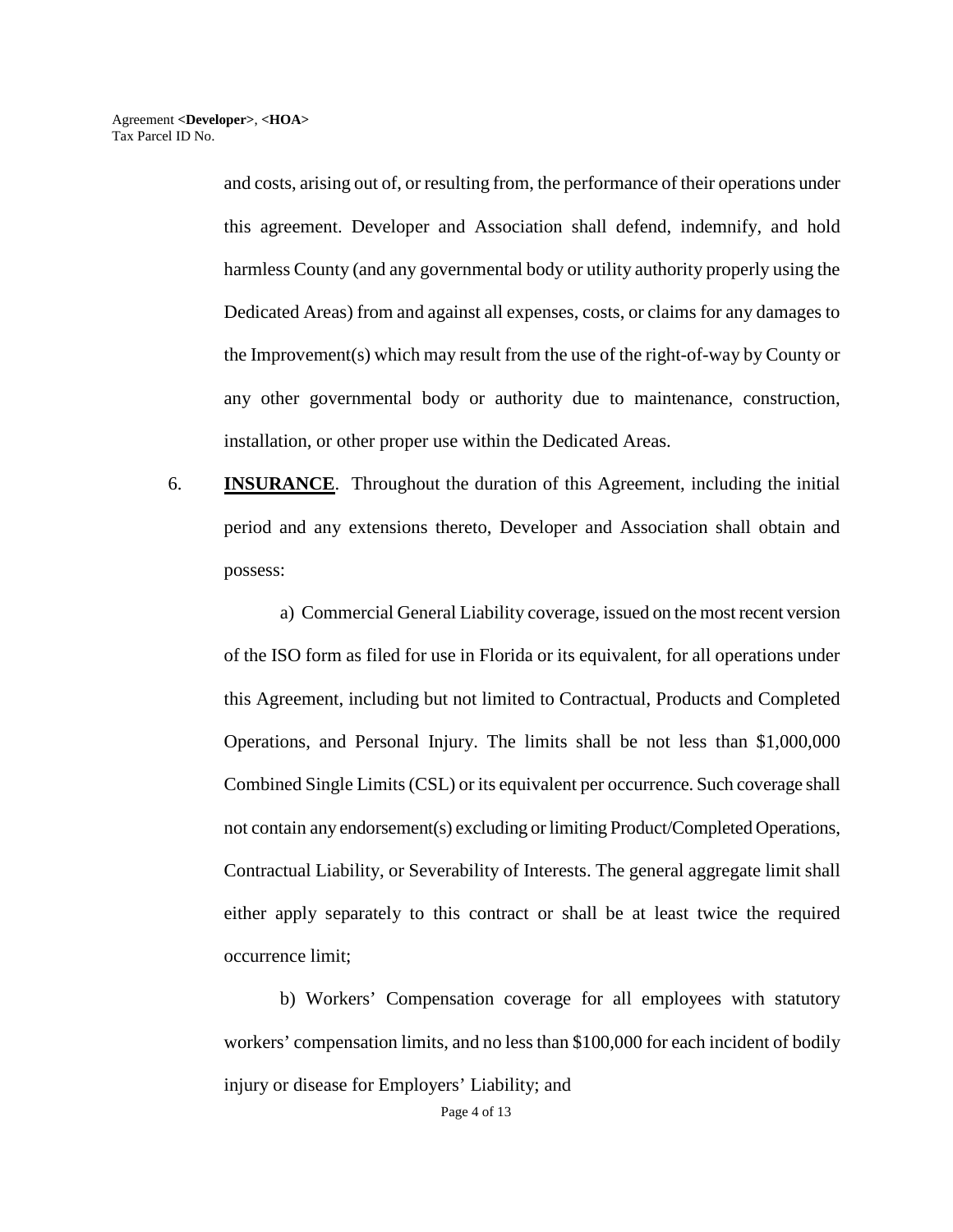and costs, arising out of, or resulting from, the performance of their operations under this agreement. Developer and Association shall defend, indemnify, and hold harmless County (and any governmental body or utility authority properly using the Dedicated Areas) from and against all expenses, costs, or claims for any damages to the Improvement(s) which may result from the use of the right-of-way by County or any other governmental body or authority due to maintenance, construction, installation, or other proper use within the Dedicated Areas.

6. **INSURANCE**. Throughout the duration of this Agreement, including the initial period and any extensions thereto, Developer and Association shall obtain and possess:

a) Commercial General Liability coverage, issued on the most recent version of the ISO form as filed for use in Florida or its equivalent, for all operations under this Agreement, including but not limited to Contractual, Products and Completed Operations, and Personal Injury. The limits shall be not less than $1,000,000 Combined Single Limits (CSL) or its equivalent per occurrence. Such coverage shall not contain any endorsement(s) excluding or limiting Product/Completed Operations, Contractual Liability, or Severability of Interests. The general aggregate limit shall either apply separately to this contract or shall be at least twice the required occurrence limit;

b) Workers' Compensation coverage for all employees with statutory workers' compensation limits, and no less than $100,000 for each incident of bodily injury or disease for Employers' Liability; and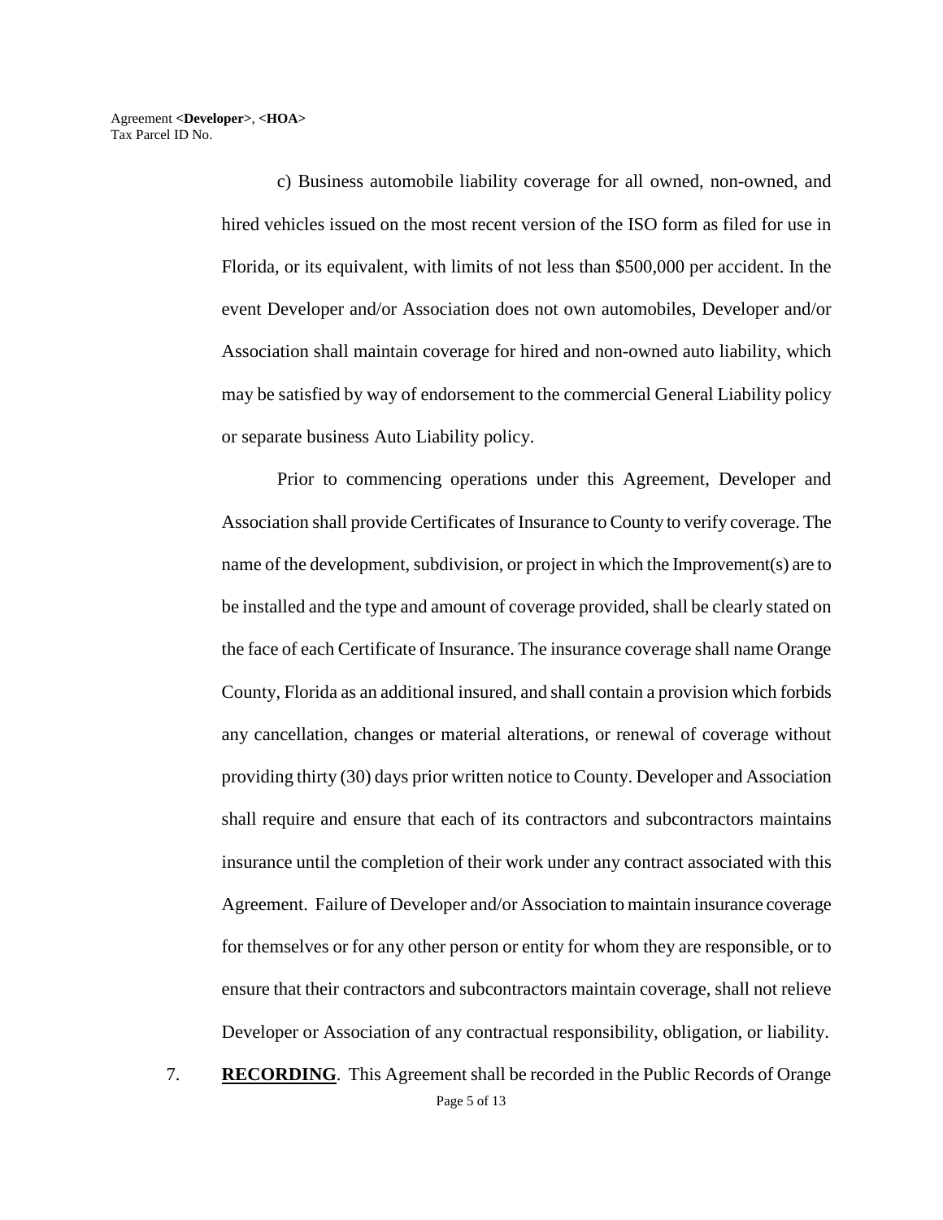c) Business automobile liability coverage for all owned, non-owned, and hired vehicles issued on the most recent version of the ISO form as filed for use in Florida, or its equivalent, with limits of not less than $500,000 per accident. In the event Developer and/or Association does not own automobiles, Developer and/or Association shall maintain coverage for hired and non-owned auto liability, which may be satisfied by way of endorsement to the commercial General Liability policy or separate business Auto Liability policy.

Prior to commencing operations under this Agreement, Developer and Association shall provide Certificates of Insurance to County to verify coverage. The name of the development, subdivision, or project in which the Improvement(s) are to be installed and the type and amount of coverage provided, shall be clearly stated on the face of each Certificate of Insurance. The insurance coverage shall name Orange County, Florida as an additional insured, and shall contain a provision which forbids any cancellation, changes or material alterations, or renewal of coverage without providing thirty (30) days prior written notice to County. Developer and Association shall require and ensure that each of its contractors and subcontractors maintains insurance until the completion of their work under any contract associated with this Agreement. Failure of Developer and/or Association to maintain insurance coverage for themselves or for any other person or entity for whom they are responsible, or to ensure that their contractors and subcontractors maintain coverage, shall not relieve Developer or Association of any contractual responsibility, obligation, or liability.

7. **RECORDING**. This Agreement shall be recorded in the Public Records of Orange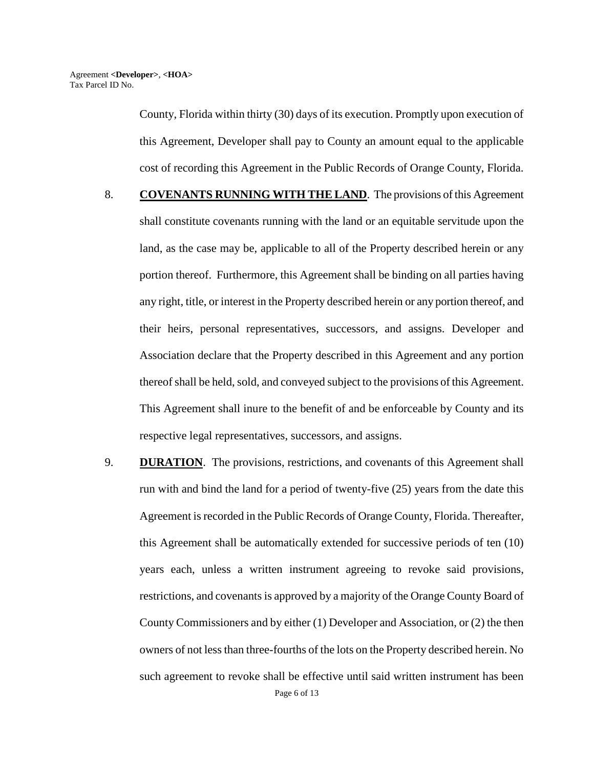County, Florida within thirty (30) days of its execution. Promptly upon execution of this Agreement, Developer shall pay to County an amount equal to the applicable cost of recording this Agreement in the Public Records of Orange County, Florida.

8. **COVENANTS RUNNING WITH THE LAND**. The provisions of this Agreement shall constitute covenants running with the land or an equitable servitude upon the land, as the case may be, applicable to all of the Property described herein or any portion thereof. Furthermore, this Agreement shall be binding on all parties having any right, title, or interest in the Property described herein or any portion thereof, and their heirs, personal representatives, successors, and assigns. Developer and Association declare that the Property described in this Agreement and any portion thereof shall be held, sold, and conveyed subject to the provisions of this Agreement. This Agreement shall inure to the benefit of and be enforceable by County and its respective legal representatives, successors, and assigns.

9. **DURATION**. The provisions, restrictions, and covenants of this Agreement shall run with and bind the land for a period of twenty-five (25) years from the date this Agreement is recorded in the Public Records of Orange County, Florida. Thereafter, this Agreement shall be automatically extended for successive periods of ten (10) years each, unless a written instrument agreeing to revoke said provisions, restrictions, and covenants is approved by a majority of the Orange County Board of County Commissioners and by either (1) Developer and Association, or (2) the then owners of not less than three-fourths of the lots on the Property described herein. No such agreement to revoke shall be effective until said written instrument has been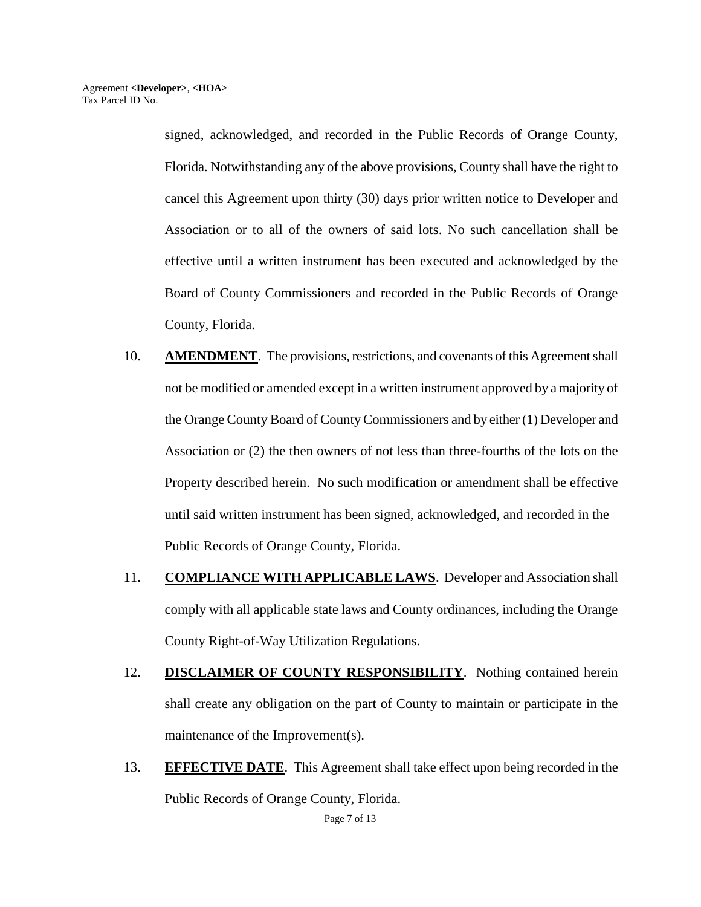signed, acknowledged, and recorded in the Public Records of Orange County, Florida. Notwithstanding any of the above provisions, County shall have the right to cancel this Agreement upon thirty (30) days prior written notice to Developer and Association or to all of the owners of said lots. No such cancellation shall be effective until a written instrument has been executed and acknowledged by the Board of County Commissioners and recorded in the Public Records of Orange County, Florida.

10. **AMENDMENT**. The provisions, restrictions, and covenants of this Agreement shall not be modified or amended except in a written instrument approved by a majority of the Orange County Board of County Commissioners and by either (1) Developer and Association or (2) the then owners of not less than three-fourths of the lots on the Property described herein. No such modification or amendment shall be effective until said written instrument has been signed, acknowledged, and recorded in the Public Records of Orange County, Florida.

11. **COMPLIANCE WITH APPLICABLE LAWS**. Developer and Association shall comply with all applicable state laws and County ordinances, including the Orange County Right-of-Way Utilization Regulations.

12. **DISCLAIMER OF COUNTY RESPONSIBILITY**. Nothing contained herein shall create any obligation on the part of County to maintain or participate in the maintenance of the Improvement(s).

13. **EFFECTIVE DATE**. This Agreement shall take effect upon being recorded in the Public Records of Orange County, Florida.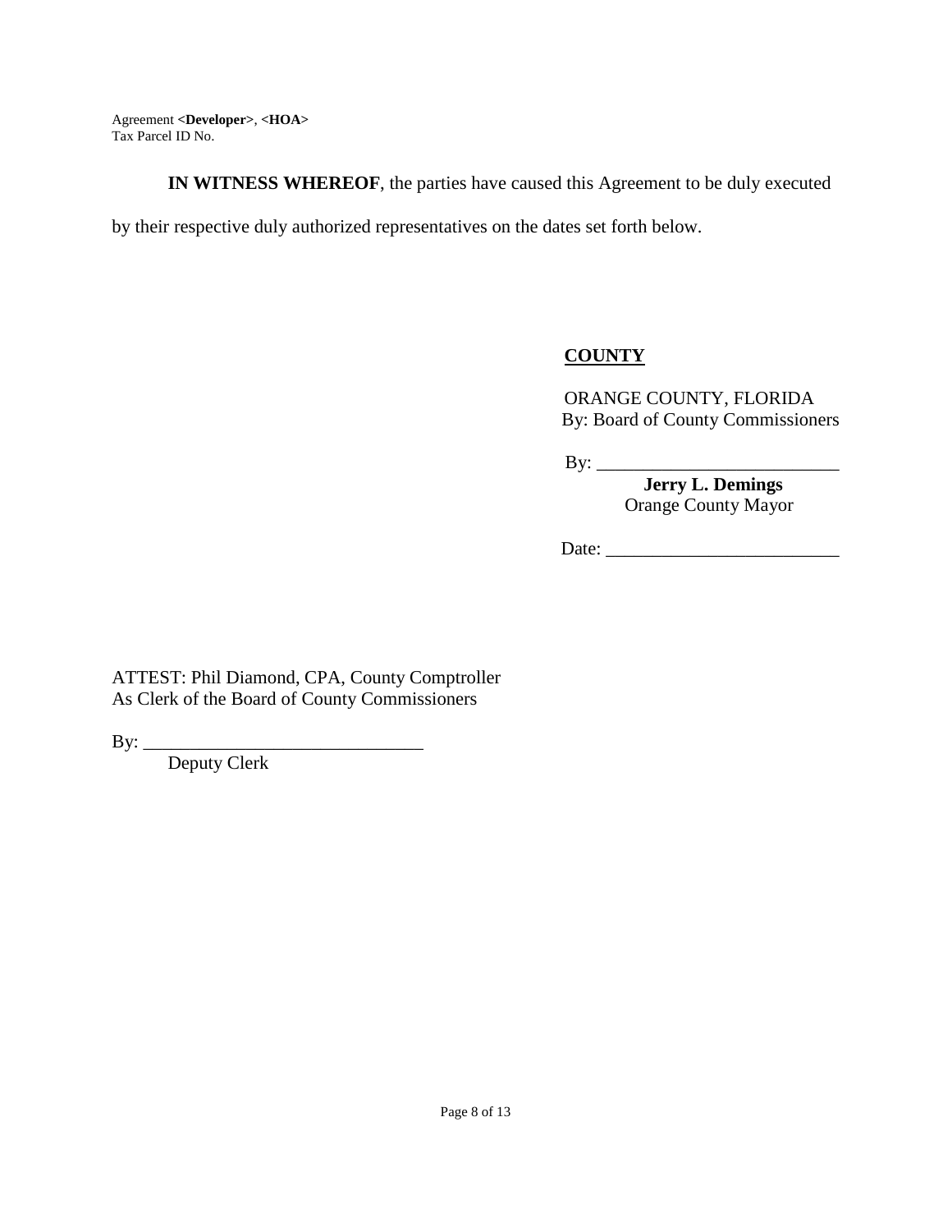**IN WITNESS WHEREOF**, the parties have caused this Agreement to be duly executed by their respective duly authorized representatives on the dates set forth below.

**COUNTY**

ORANGE COUNTY, FLORIDA
By: Board of County Commissioners

By: ___________________________
**Jerry L. Demings**
Orange County Mayor

Date: _________________________

ATTEST: Phil Diamond, CPA, County Comptroller
As Clerk of the Board of County Commissioners

By: ______________________________
Deputy Clerk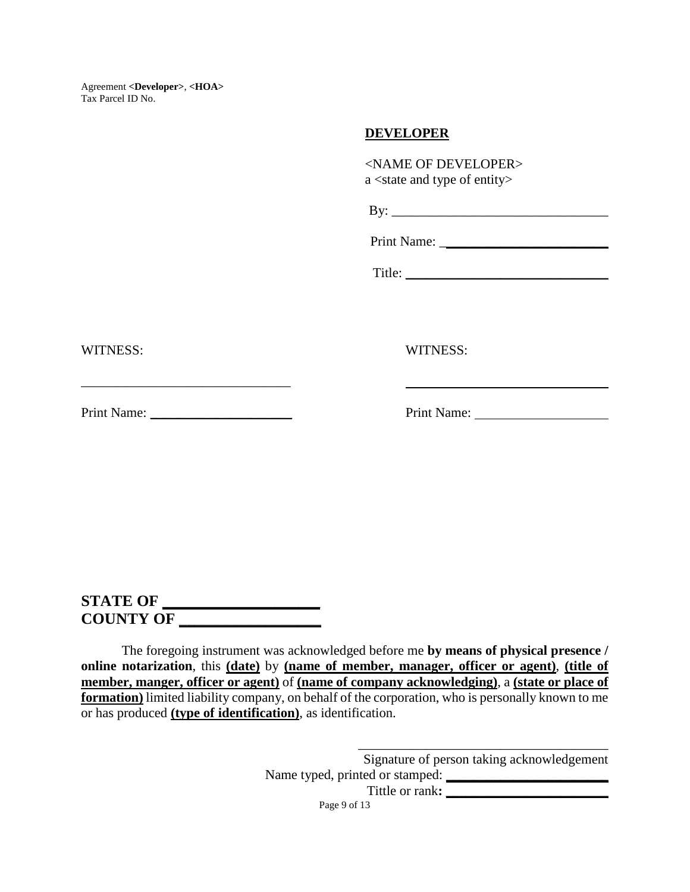Agreement **<Developer>**, **<HOA>**
Tax Parcel ID No.

**DEVELOPER**

<NAME OF DEVELOPER>
a <state and type of entity>

By: ________________________________

Print Name: ________________________

Title: ______________________________

WITNESS:

______________________________

Print Name: ____________________

WITNESS:

______________________________

Print Name: ____________________

**STATE OF ___________________**
**COUNTY OF _________________**

The foregoing instrument was acknowledged before me **by means of physical presence / online notarization**, this **(date)** by **(name of member, manager, officer or agent)**, **(title of member, manger, officer or agent)** of **(name of company acknowledging)**, a **(state or place of formation)** limited liability company, on behalf of the corporation, who is personally known to me or has produced **(type of identification)**, as identification.

______________________________________
Signature of person taking acknowledgement
Name typed, printed or stamped: ______________________
Tittle or rank**:** ______________________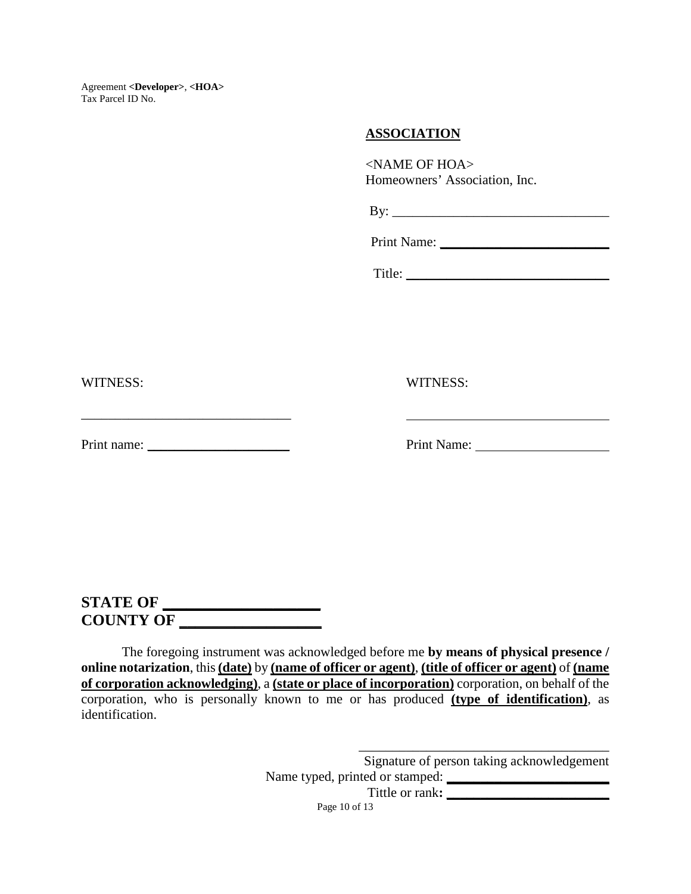Agreement **<Developer>**, **<HOA>**
Tax Parcel ID No.

**ASSOCIATION**

<NAME OF HOA>
Homeowners' Association, Inc.

By: ________________________________

Print Name: ________________________

Title: ______________________________

WITNESS:

______________________________

Print name: ____________________

WITNESS:

______________________________

Print Name: ____________________

**STATE OF ___________________**
**COUNTY OF _________________**

The foregoing instrument was acknowledged before me **by means of physical presence / online notarization**, this **(date)** by **(name of officer or agent)**, **(title of officer or agent)** of **(name of corporation acknowledging)**, a **(state or place of incorporation)** corporation, on behalf of the corporation, who is personally known to me or has produced **(type of identification)**, as identification.

______________________________________
Signature of person taking acknowledgement
Name typed, printed or stamped: ______________________
Tittle or rank**:** ______________________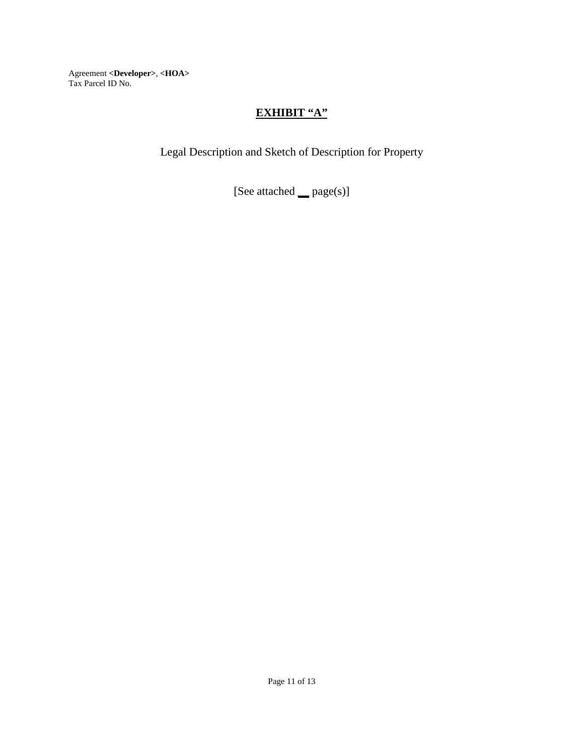Agreement **<Developer>**, **<HOA>**
Tax Parcel ID No.

# EXHIBIT "A"

Legal Description and Sketch of Description for Property

[See attached __ page(s)]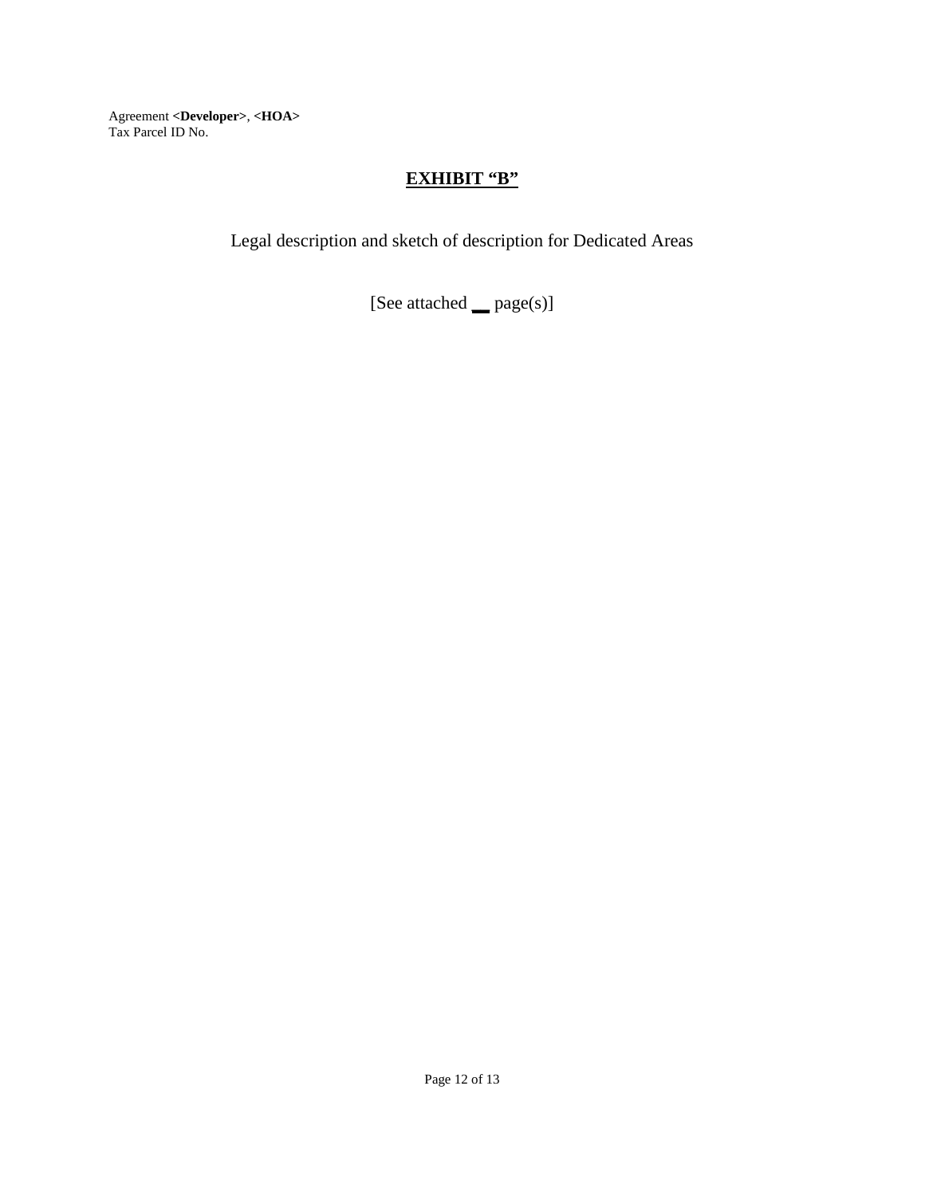Agreement **<Developer>**, **<HOA>**
Tax Parcel ID No.

# EXHIBIT "B"

Legal description and sketch of description for Dedicated Areas

[See attached __ page(s)]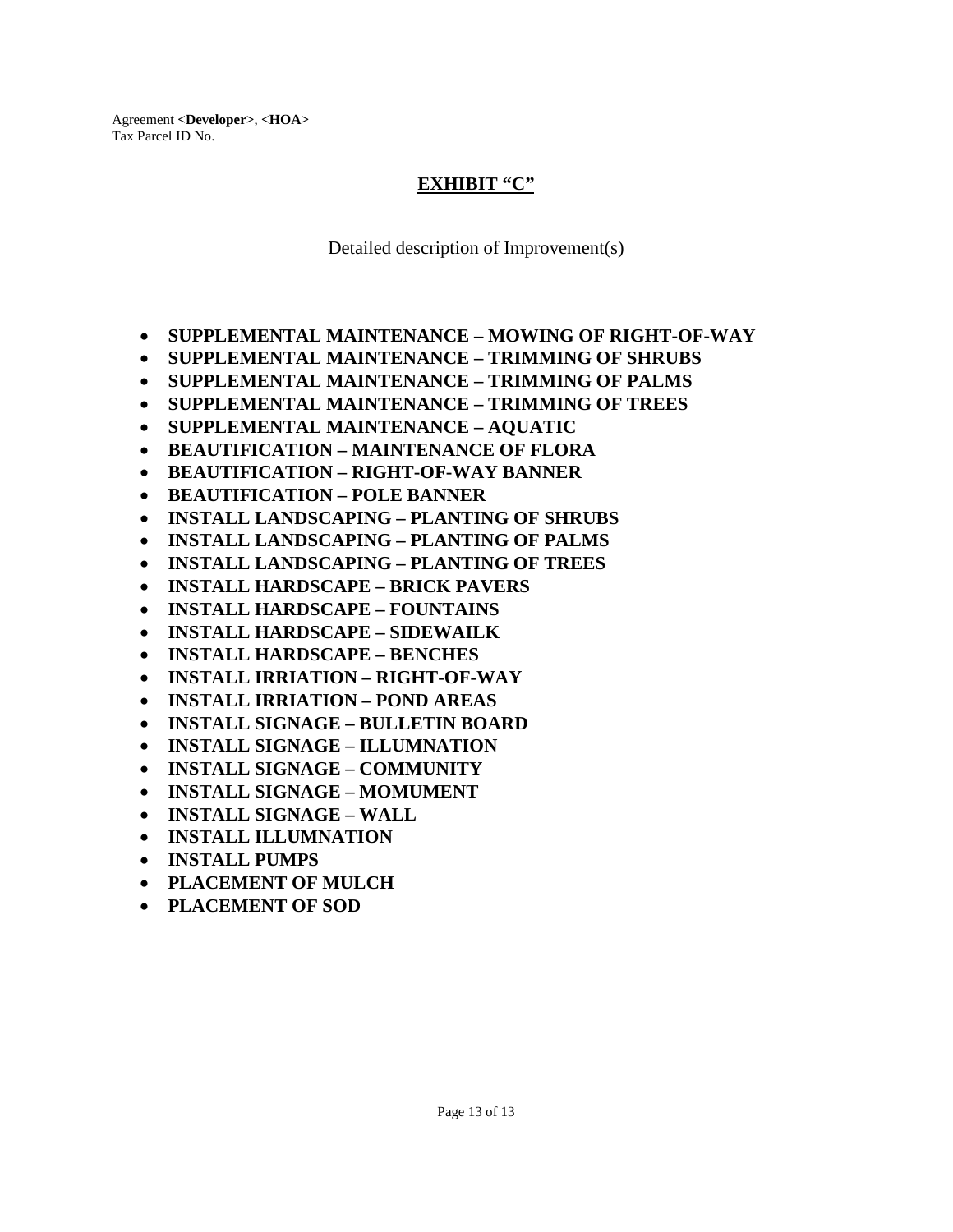Agreement **<Developer>**, **<HOA>**
Tax Parcel ID No.

# EXHIBIT "C"

Detailed description of Improvement(s)

- **SUPPLEMENTAL MAINTENANCE – MOWING OF RIGHT-OF-WAY**
- **SUPPLEMENTAL MAINTENANCE – TRIMMING OF SHRUBS**
- **SUPPLEMENTAL MAINTENANCE – TRIMMING OF PALMS**
- **SUPPLEMENTAL MAINTENANCE – TRIMMING OF TREES**
- **SUPPLEMENTAL MAINTENANCE – AQUATIC**
- **BEAUTIFICATION – MAINTENANCE OF FLORA**
- **BEAUTIFICATION – RIGHT-OF-WAY BANNER**
- **BEAUTIFICATION – POLE BANNER**
- **INSTALL LANDSCAPING – PLANTING OF SHRUBS**
- **INSTALL LANDSCAPING – PLANTING OF PALMS**
- **INSTALL LANDSCAPING – PLANTING OF TREES**
- **INSTALL HARDSCAPE – BRICK PAVERS**
- **INSTALL HARDSCAPE – FOUNTAINS**
- **INSTALL HARDSCAPE – SIDEWAILK**
- **INSTALL HARDSCAPE – BENCHES**
- **INSTALL IRRIATION – RIGHT-OF-WAY**
- **INSTALL IRRIATION – POND AREAS**
- **INSTALL SIGNAGE – BULLETIN BOARD**
- **INSTALL SIGNAGE – ILLUMNATION**
- **INSTALL SIGNAGE – COMMUNITY**
- **INSTALL SIGNAGE – MOMUMENT**
- **INSTALL SIGNAGE – WALL**
- **INSTALL ILLUMNATION**
- **INSTALL PUMPS**
- **PLACEMENT OF MULCH**
- **PLACEMENT OF SOD**